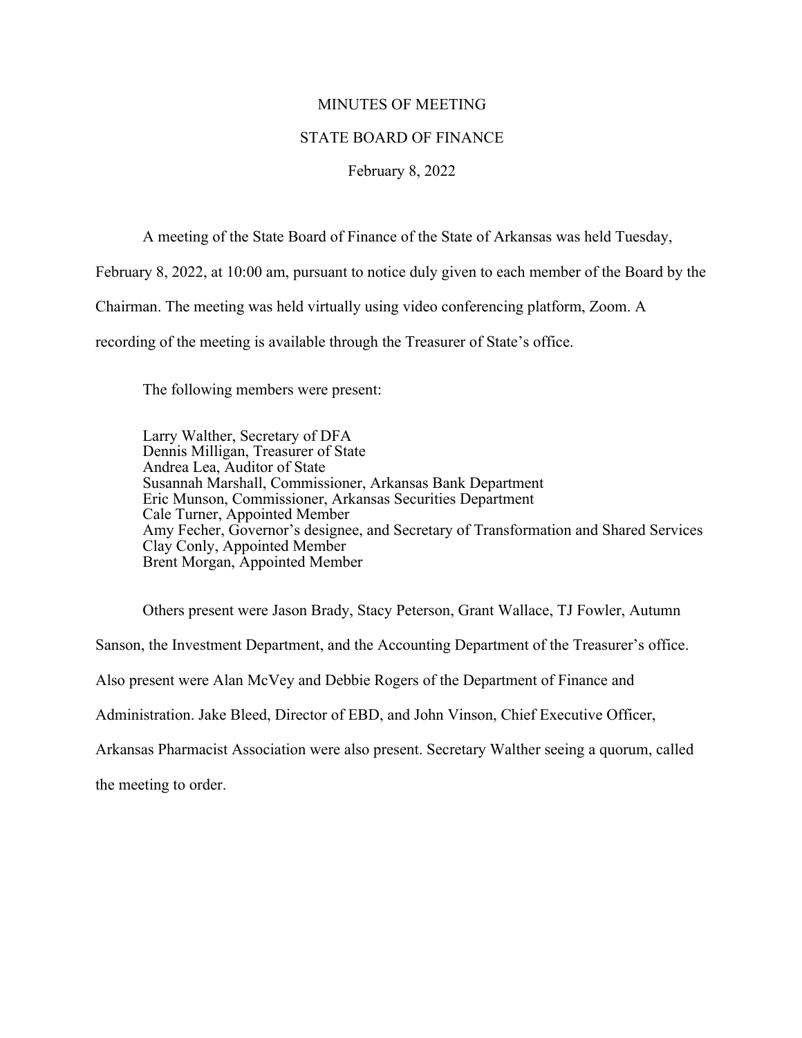# MINUTES OF MEETING

## STATE BOARD OF FINANCE

February 8, 2022

A meeting of the State Board of Finance of the State of Arkansas was held Tuesday, February 8, 2022, at 10:00 am, pursuant to notice duly given to each member of the Board by the Chairman. The meeting was held virtually using video conferencing platform, Zoom. A recording of the meeting is available through the Treasurer of State's office.

The following members were present:

Larry Walther, Secretary of DFA
Dennis Milligan, Treasurer of State
Andrea Lea, Auditor of State
Susannah Marshall, Commissioner, Arkansas Bank Department
Eric Munson, Commissioner, Arkansas Securities Department
Cale Turner, Appointed Member
Amy Fecher, Governor's designee, and Secretary of Transformation and Shared Services
Clay Conly, Appointed Member
Brent Morgan, Appointed Member

Others present were Jason Brady, Stacy Peterson, Grant Wallace, TJ Fowler, Autumn Sanson, the Investment Department, and the Accounting Department of the Treasurer's office. Also present were Alan McVey and Debbie Rogers of the Department of Finance and Administration. Jake Bleed, Director of EBD, and John Vinson, Chief Executive Officer, Arkansas Pharmacist Association were also present. Secretary Walther seeing a quorum, called the meeting to order.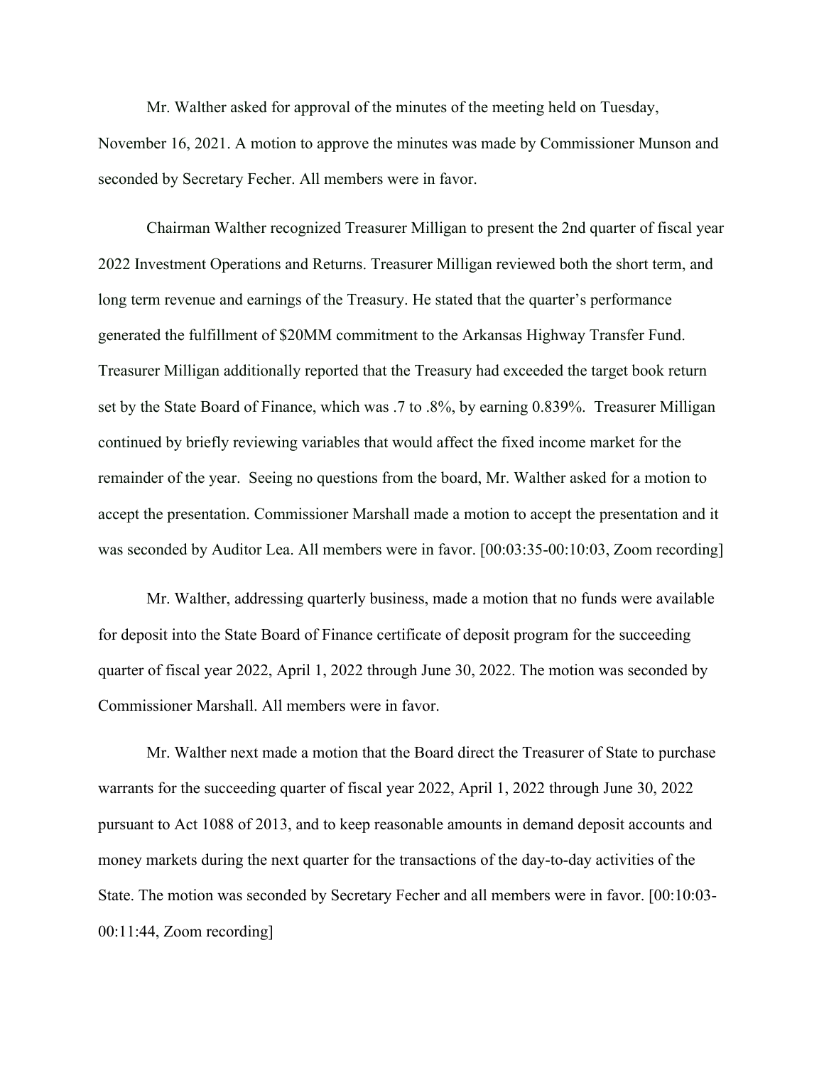Mr. Walther asked for approval of the minutes of the meeting held on Tuesday, November 16, 2021. A motion to approve the minutes was made by Commissioner Munson and seconded by Secretary Fecher. All members were in favor.

Chairman Walther recognized Treasurer Milligan to present the 2nd quarter of fiscal year 2022 Investment Operations and Returns. Treasurer Milligan reviewed both the short term, and long term revenue and earnings of the Treasury. He stated that the quarter's performance generated the fulfillment of $20MM commitment to the Arkansas Highway Transfer Fund. Treasurer Milligan additionally reported that the Treasury had exceeded the target book return set by the State Board of Finance, which was .7 to .8%, by earning 0.839%. Treasurer Milligan continued by briefly reviewing variables that would affect the fixed income market for the remainder of the year. Seeing no questions from the board, Mr. Walther asked for a motion to accept the presentation. Commissioner Marshall made a motion to accept the presentation and it was seconded by Auditor Lea. All members were in favor. [00:03:35-00:10:03, Zoom recording]

Mr. Walther, addressing quarterly business, made a motion that no funds were available for deposit into the State Board of Finance certificate of deposit program for the succeeding quarter of fiscal year 2022, April 1, 2022 through June 30, 2022. The motion was seconded by Commissioner Marshall. All members were in favor.

Mr. Walther next made a motion that the Board direct the Treasurer of State to purchase warrants for the succeeding quarter of fiscal year 2022, April 1, 2022 through June 30, 2022 pursuant to Act 1088 of 2013, and to keep reasonable amounts in demand deposit accounts and money markets during the next quarter for the transactions of the day-to-day activities of the State. The motion was seconded by Secretary Fecher and all members were in favor. [00:10:03-00:11:44, Zoom recording]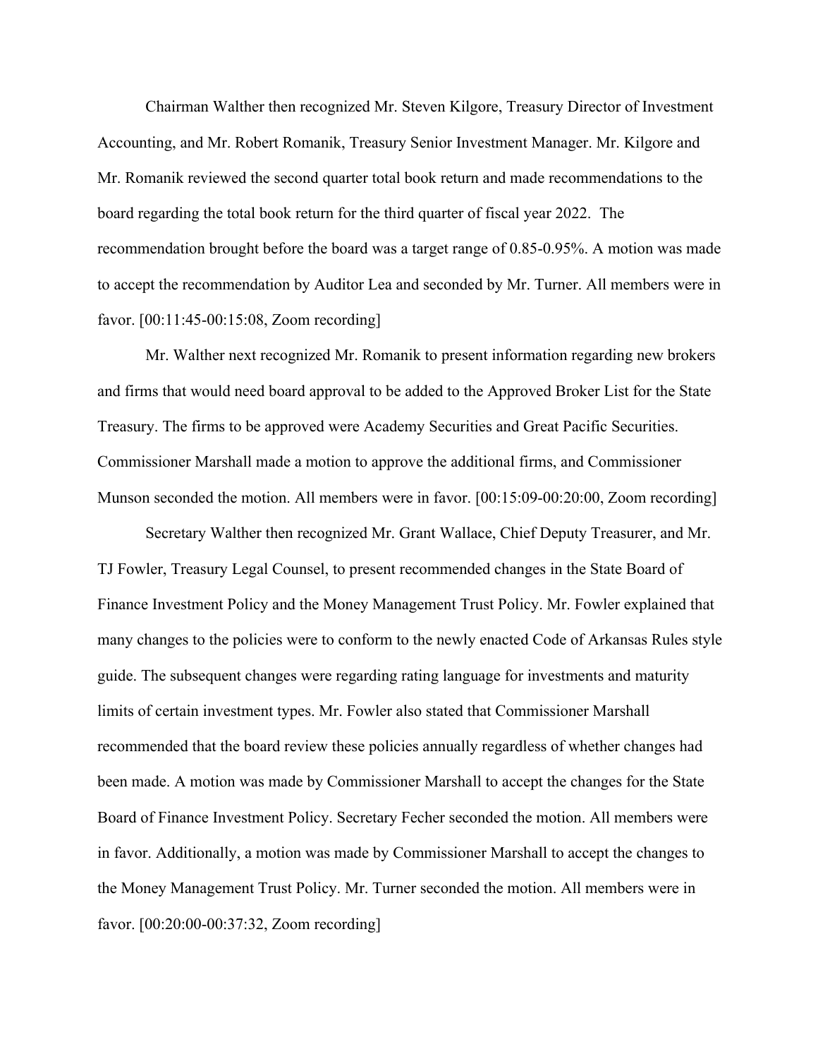Chairman Walther then recognized Mr. Steven Kilgore, Treasury Director of Investment Accounting, and Mr. Robert Romanik, Treasury Senior Investment Manager. Mr. Kilgore and Mr. Romanik reviewed the second quarter total book return and made recommendations to the board regarding the total book return for the third quarter of fiscal year 2022. The recommendation brought before the board was a target range of 0.85-0.95%. A motion was made to accept the recommendation by Auditor Lea and seconded by Mr. Turner. All members were in favor. [00:11:45-00:15:08, Zoom recording]

Mr. Walther next recognized Mr. Romanik to present information regarding new brokers and firms that would need board approval to be added to the Approved Broker List for the State Treasury. The firms to be approved were Academy Securities and Great Pacific Securities. Commissioner Marshall made a motion to approve the additional firms, and Commissioner Munson seconded the motion. All members were in favor. [00:15:09-00:20:00, Zoom recording]

Secretary Walther then recognized Mr. Grant Wallace, Chief Deputy Treasurer, and Mr. TJ Fowler, Treasury Legal Counsel, to present recommended changes in the State Board of Finance Investment Policy and the Money Management Trust Policy. Mr. Fowler explained that many changes to the policies were to conform to the newly enacted Code of Arkansas Rules style guide. The subsequent changes were regarding rating language for investments and maturity limits of certain investment types. Mr. Fowler also stated that Commissioner Marshall recommended that the board review these policies annually regardless of whether changes had been made. A motion was made by Commissioner Marshall to accept the changes for the State Board of Finance Investment Policy. Secretary Fecher seconded the motion. All members were in favor. Additionally, a motion was made by Commissioner Marshall to accept the changes to the Money Management Trust Policy. Mr. Turner seconded the motion. All members were in favor. [00:20:00-00:37:32, Zoom recording]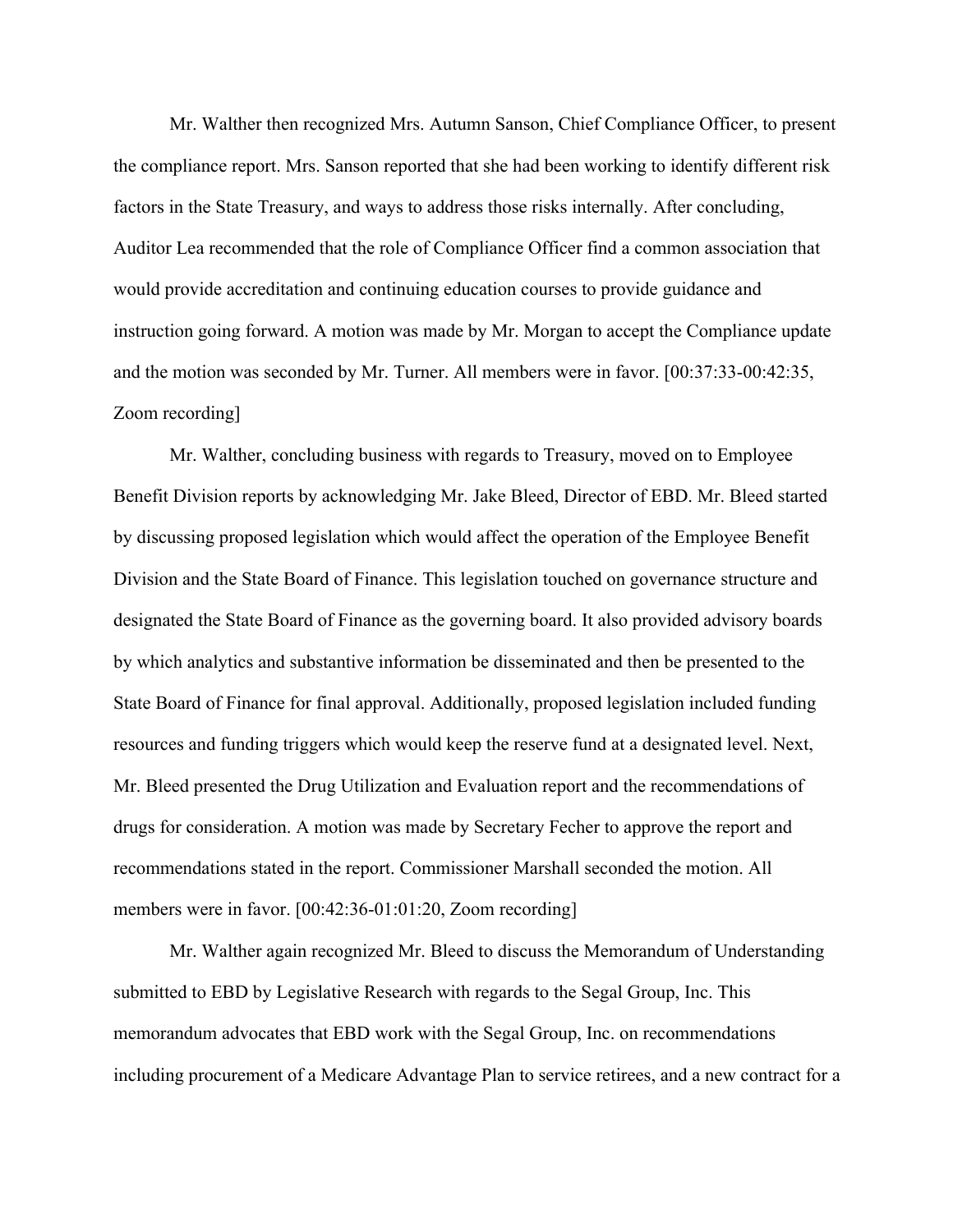Mr. Walther then recognized Mrs. Autumn Sanson, Chief Compliance Officer, to present the compliance report. Mrs. Sanson reported that she had been working to identify different risk factors in the State Treasury, and ways to address those risks internally. After concluding, Auditor Lea recommended that the role of Compliance Officer find a common association that would provide accreditation and continuing education courses to provide guidance and instruction going forward. A motion was made by Mr. Morgan to accept the Compliance update and the motion was seconded by Mr. Turner. All members were in favor. [00:37:33-00:42:35, Zoom recording]

Mr. Walther, concluding business with regards to Treasury, moved on to Employee Benefit Division reports by acknowledging Mr. Jake Bleed, Director of EBD. Mr. Bleed started by discussing proposed legislation which would affect the operation of the Employee Benefit Division and the State Board of Finance. This legislation touched on governance structure and designated the State Board of Finance as the governing board. It also provided advisory boards by which analytics and substantive information be disseminated and then be presented to the State Board of Finance for final approval. Additionally, proposed legislation included funding resources and funding triggers which would keep the reserve fund at a designated level. Next, Mr. Bleed presented the Drug Utilization and Evaluation report and the recommendations of drugs for consideration. A motion was made by Secretary Fecher to approve the report and recommendations stated in the report. Commissioner Marshall seconded the motion. All members were in favor. [00:42:36-01:01:20, Zoom recording]

Mr. Walther again recognized Mr. Bleed to discuss the Memorandum of Understanding submitted to EBD by Legislative Research with regards to the Segal Group, Inc. This memorandum advocates that EBD work with the Segal Group, Inc. on recommendations including procurement of a Medicare Advantage Plan to service retirees, and a new contract for a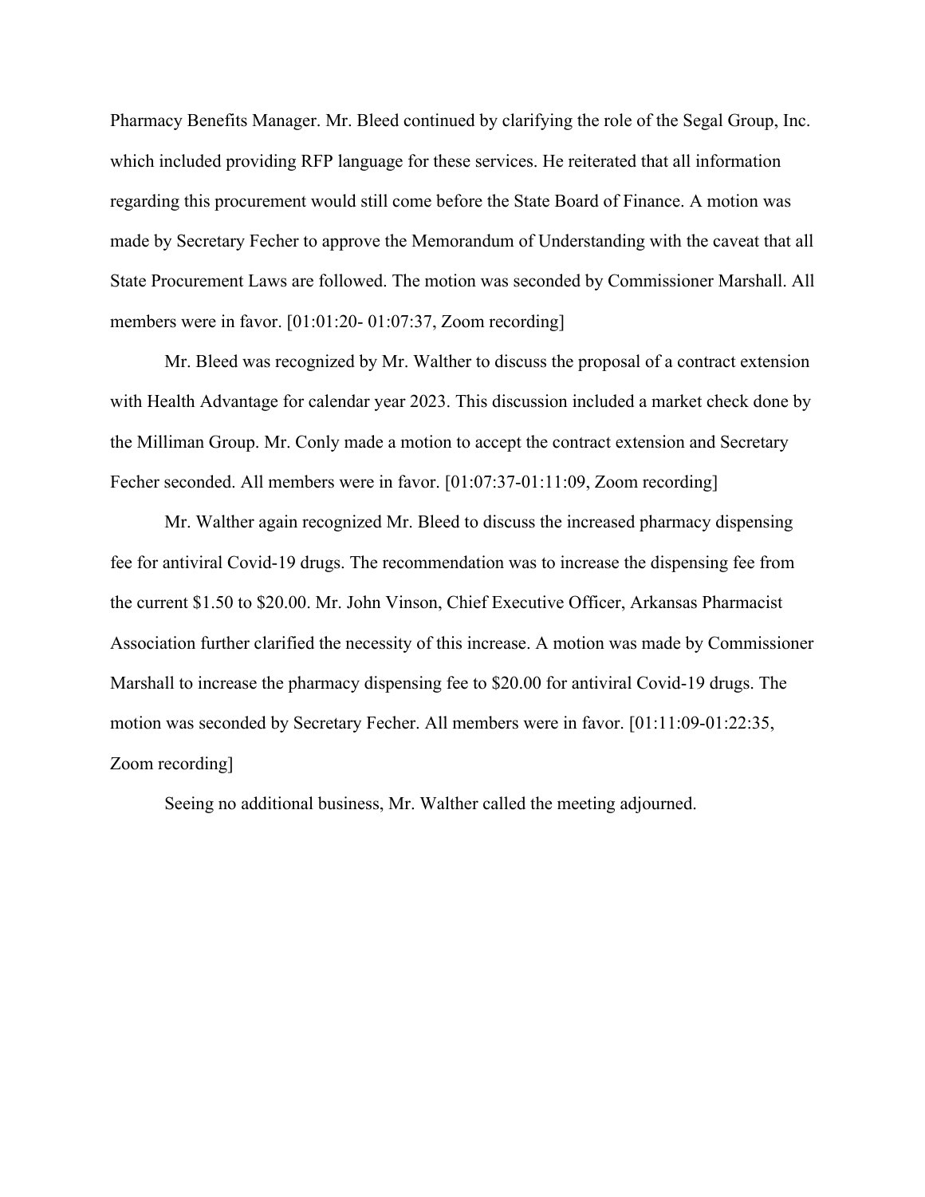Pharmacy Benefits Manager. Mr. Bleed continued by clarifying the role of the Segal Group, Inc. which included providing RFP language for these services. He reiterated that all information regarding this procurement would still come before the State Board of Finance. A motion was made by Secretary Fecher to approve the Memorandum of Understanding with the caveat that all State Procurement Laws are followed. The motion was seconded by Commissioner Marshall. All members were in favor. [01:01:20- 01:07:37, Zoom recording]

Mr. Bleed was recognized by Mr. Walther to discuss the proposal of a contract extension with Health Advantage for calendar year 2023. This discussion included a market check done by the Milliman Group. Mr. Conly made a motion to accept the contract extension and Secretary Fecher seconded. All members were in favor. [01:07:37-01:11:09, Zoom recording]

Mr. Walther again recognized Mr. Bleed to discuss the increased pharmacy dispensing fee for antiviral Covid-19 drugs. The recommendation was to increase the dispensing fee from the current $1.50 to $20.00. Mr. John Vinson, Chief Executive Officer, Arkansas Pharmacist Association further clarified the necessity of this increase. A motion was made by Commissioner Marshall to increase the pharmacy dispensing fee to $20.00 for antiviral Covid-19 drugs. The motion was seconded by Secretary Fecher. All members were in favor. [01:11:09-01:22:35, Zoom recording]

Seeing no additional business, Mr. Walther called the meeting adjourned.